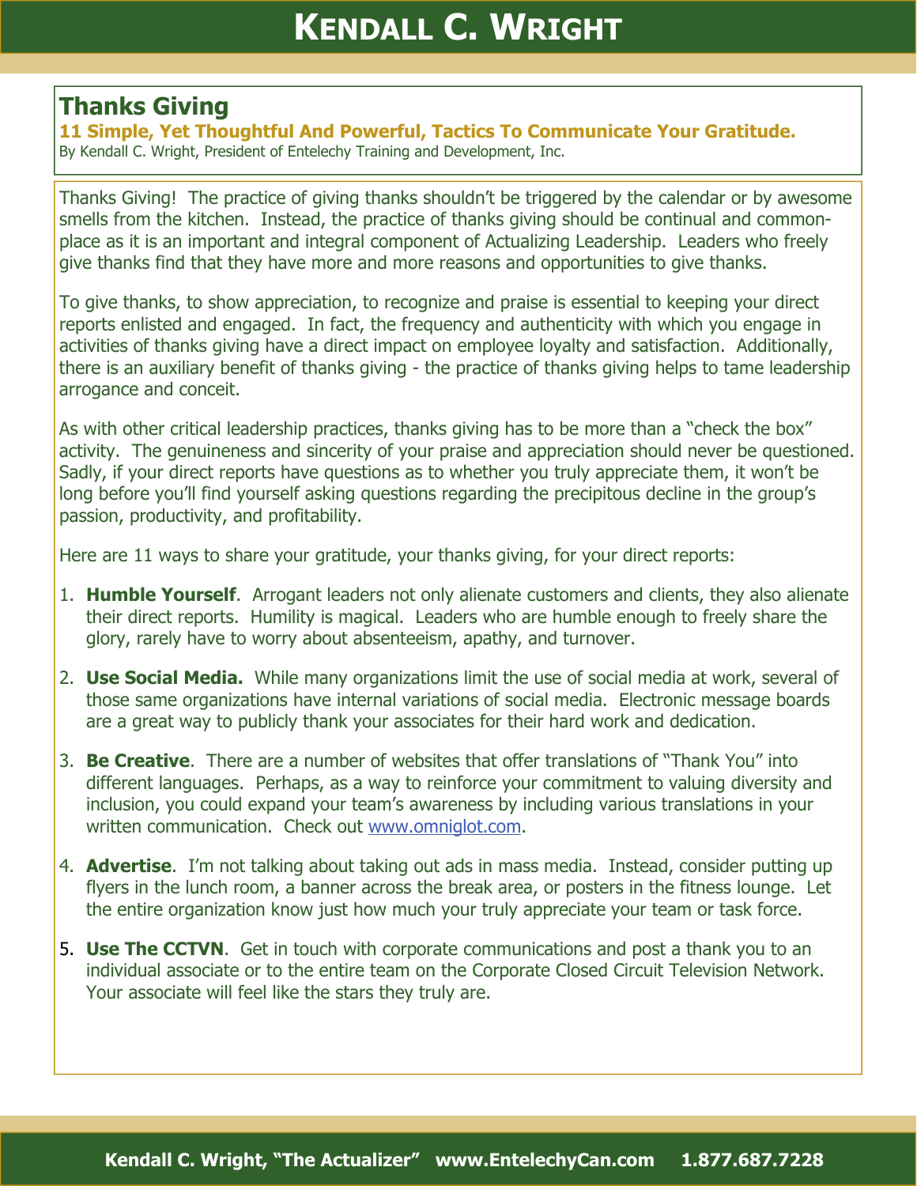# Thanks Giving

**11 Simple, Yet Thoughtful And Powerful, Tactics To Communicate Your Gratitude.**

By Kendall C. Wright, President of Entelechy Training and Development, Inc.

Thanks Giving! The practice of giving thanks shouldn't be triggered by the calendar or by awesome smells from the kitchen. Instead, the practice of thanks giving should be continual and commonplace as it is an important and integral component of Actualizing Leadership. Leaders who freely give thanks find that they have more and more reasons and opportunities to give thanks.

To give thanks, to show appreciation, to recognize and praise is essential to keeping your direct reports enlisted and engaged. In fact, the frequency and authenticity with which you engage in activities of thanks giving have a direct impact on employee loyalty and satisfaction. Additionally, there is an auxiliary benefit of thanks giving - the practice of thanks giving helps to tame leadership arrogance and conceit.

As with other critical leadership practices, thanks giving has to be more than a "check the box" activity. The genuineness and sincerity of your praise and appreciation should never be questioned. Sadly, if your direct reports have questions as to whether you truly appreciate them, it won't be long before you'll find yourself asking questions regarding the precipitous decline in the group's passion, productivity, and profitability.

Here are 11 ways to share your gratitude, your thanks giving, for your direct reports:

1. **Humble Yourself**. Arrogant leaders not only alienate customers and clients, they also alienate their direct reports. Humility is magical. Leaders who are humble enough to freely share the glory, rarely have to worry about absenteeism, apathy, and turnover.
2. **Use Social Media.** While many organizations limit the use of social media at work, several of those same organizations have internal variations of social media. Electronic message boards are a great way to publicly thank your associates for their hard work and dedication.
3. **Be Creative**. There are a number of websites that offer translations of "Thank You" into different languages. Perhaps, as a way to reinforce your commitment to valuing diversity and inclusion, you could expand your team's awareness by including various translations in your written communication. Check out www.omniglot.com.
4. **Advertise**. I'm not talking about taking out ads in mass media. Instead, consider putting up flyers in the lunch room, a banner across the break area, or posters in the fitness lounge. Let the entire organization know just how much your truly appreciate your team or task force.
5. **Use The CCTVN**. Get in touch with corporate communications and post a thank you to an individual associate or to the entire team on the Corporate Closed Circuit Television Network. Your associate will feel like the stars they truly are.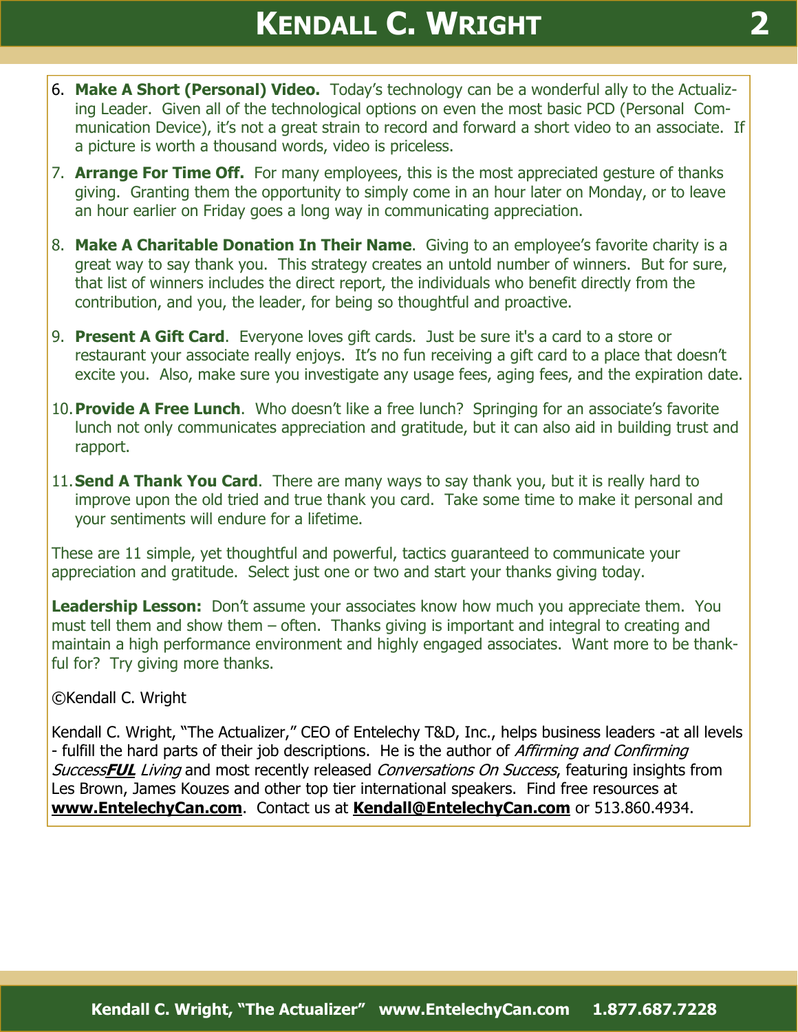6. **Make A Short (Personal) Video.** Today's technology can be a wonderful ally to the Actualizing Leader. Given all of the technological options on even the most basic PCD (Personal Communication Device), it's not a great strain to record and forward a short video to an associate. If a picture is worth a thousand words, video is priceless.

7. **Arrange For Time Off.** For many employees, this is the most appreciated gesture of thanks giving. Granting them the opportunity to simply come in an hour later on Monday, or to leave an hour earlier on Friday goes a long way in communicating appreciation.

8. **Make A Charitable Donation In Their Name**. Giving to an employee's favorite charity is a great way to say thank you. This strategy creates an untold number of winners. But for sure, that list of winners includes the direct report, the individuals who benefit directly from the contribution, and you, the leader, for being so thoughtful and proactive.

9. **Present A Gift Card**. Everyone loves gift cards. Just be sure it's a card to a store or restaurant your associate really enjoys. It's no fun receiving a gift card to a place that doesn't excite you. Also, make sure you investigate any usage fees, aging fees, and the expiration date.

10. **Provide A Free Lunch**. Who doesn't like a free lunch? Springing for an associate's favorite lunch not only communicates appreciation and gratitude, but it can also aid in building trust and rapport.

11. **Send A Thank You Card**. There are many ways to say thank you, but it is really hard to improve upon the old tried and true thank you card. Take some time to make it personal and your sentiments will endure for a lifetime.

These are 11 simple, yet thoughtful and powerful, tactics guaranteed to communicate your appreciation and gratitude. Select just one or two and start your thanks giving today.

**Leadership Lesson:** Don't assume your associates know how much you appreciate them. You must tell them and show them – often. Thanks giving is important and integral to creating and maintain a high performance environment and highly engaged associates. Want more to be thankful for? Try giving more thanks.

©Kendall C. Wright

Kendall C. Wright, "The Actualizer," CEO of Entelechy T&D, Inc., helps business leaders -at all levels - fulfill the hard parts of their job descriptions. He is the author of *Affirming and Confirming Success**FUL** Living* and most recently released *Conversations On Success*, featuring insights from Les Brown, James Kouzes and other top tier international speakers. Find free resources at **www.EntelechyCan.com**. Contact us at **Kendall@EntelechyCan.com** or 513.860.4934.